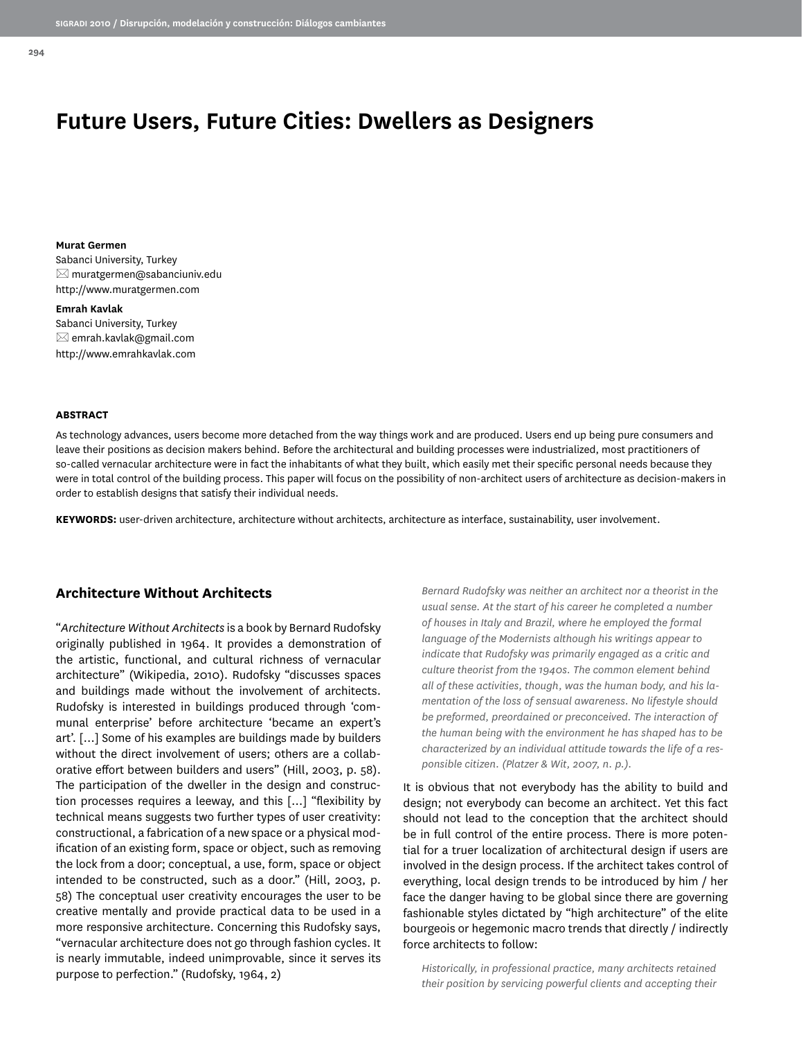# Future Users, Future Cities: Dwellers as Designers

**Murat Germen**
Sabanci University, Turkey
muratgermen@sabanciuniv.edu
http://www.muratgermen.com

**Emrah Kavlak**
Sabanci University, Turkey
emrah.kavlak@gmail.com
http://www.emrahkavlak.com

**ABSTRACT**

As technology advances, users become more detached from the way things work and are produced. Users end up being pure consumers and leave their positions as decision makers behind. Before the architectural and building processes were industrialized, most practitioners of so-called vernacular architecture were in fact the inhabitants of what they built, which easily met their specific personal needs because they were in total control of the building process. This paper will focus on the possibility of non-architect users of architecture as decision-makers in order to establish designs that satisfy their individual needs.

**KEYWORDS:** user-driven architecture, architecture without architects, architecture as interface, sustainability, user involvement.

## Architecture Without Architects

"*Architecture Without Architects* is a book by Bernard Rudofsky originally published in 1964. It provides a demonstration of the artistic, functional, and cultural richness of vernacular architecture" (Wikipedia, 2010). Rudofsky "discusses spaces and buildings made without the involvement of architects. Rudofsky is interested in buildings produced through 'communal enterprise' before architecture 'became an expert's art'. [...] Some of his examples are buildings made by builders without the direct involvement of users; others are a collaborative effort between builders and users" (Hill, 2003, p. 58). The participation of the dweller in the design and construction processes requires a leeway, and this [...] "flexibility by technical means suggests two further types of user creativity: constructional, a fabrication of a new space or a physical modification of an existing form, space or object, such as removing the lock from a door; conceptual, a use, form, space or object intended to be constructed, such as a door." (Hill, 2003, p. 58) The conceptual user creativity encourages the user to be creative mentally and provide practical data to be used in a more responsive architecture. Concerning this Rudofsky says, "vernacular architecture does not go through fashion cycles. It is nearly immutable, indeed unimprovable, since it serves its purpose to perfection." (Rudofsky, 1964, 2)

> *Bernard Rudofsky was neither an architect nor a theorist in the usual sense. At the start of his career he completed a number of houses in Italy and Brazil, where he employed the formal language of the Modernists although his writings appear to indicate that Rudofsky was primarily engaged as a critic and culture theorist from the 1940s. The common element behind all of these activities, though, was the human body, and his lamentation of the loss of sensual awareness. No lifestyle should be preformed, preordained or preconceived. The interaction of the human being with the environment he has shaped has to be characterized by an individual attitude towards the life of a responsible citizen. (Platzer & Wit, 2007, n. p.).*

It is obvious that not everybody has the ability to build and design; not everybody can become an architect. Yet this fact should not lead to the conception that the architect should be in full control of the entire process. There is more potential for a truer localization of architectural design if users are involved in the design process. If the architect takes control of everything, local design trends to be introduced by him / her face the danger having to be global since there are governing fashionable styles dictated by "high architecture" of the elite bourgeois or hegemonic macro trends that directly / indirectly force architects to follow:

> *Historically, in professional practice, many architects retained their position by servicing powerful clients and accepting their*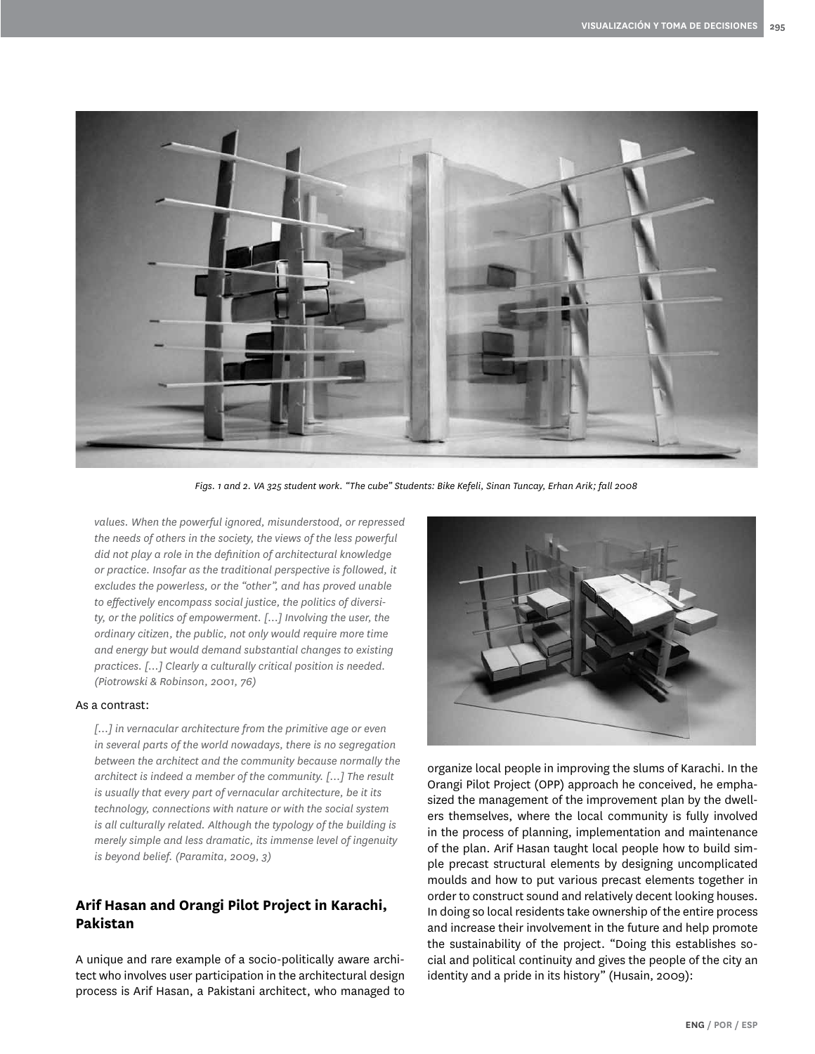*Figs. 1 and 2. VA 325 student work. "The cube" Students: Bike Kefeli, Sinan Tuncay, Erhan Arik; fall 2008*

> *values. When the powerful ignored, misunderstood, or repressed the needs of others in the society, the views of the less powerful did not play a role in the definition of architectural knowledge or practice. Insofar as the traditional perspective is followed, it excludes the powerless, or the "other", and has proved unable to effectively encompass social justice, the politics of diversity, or the politics of empowerment. [...] Involving the user, the ordinary citizen, the public, not only would require more time and energy but would demand substantial changes to existing practices. [...] Clearly a culturally critical position is needed. (Piotrowski & Robinson, 2001, 76)*

As a contrast:

> *[...] in vernacular architecture from the primitive age or even in several parts of the world nowadays, there is no segregation between the architect and the community because normally the architect is indeed a member of the community. [...] The result is usually that every part of vernacular architecture, be it its technology, connections with nature or with the social system is all culturally related. Although the typology of the building is merely simple and less dramatic, its immense level of ingenuity is beyond belief. (Paramita, 2009, 3)*

## Arif Hasan and Orangi Pilot Project in Karachi, Pakistan

A unique and rare example of a socio-politically aware architect who involves user participation in the architectural design process is Arif Hasan, a Pakistani architect, who managed to organize local people in improving the slums of Karachi. In the Orangi Pilot Project (OPP) approach he conceived, he emphasized the management of the improvement plan by the dwellers themselves, where the local community is fully involved in the process of planning, implementation and maintenance of the plan. Arif Hasan taught local people how to build simple precast structural elements by designing uncomplicated moulds and how to put various precast elements together in order to construct sound and relatively decent looking houses. In doing so local residents take ownership of the entire process and increase their involvement in the future and help promote the sustainability of the project. "Doing this establishes social and political continuity and gives the people of the city an identity and a pride in its history" (Husain, 2009):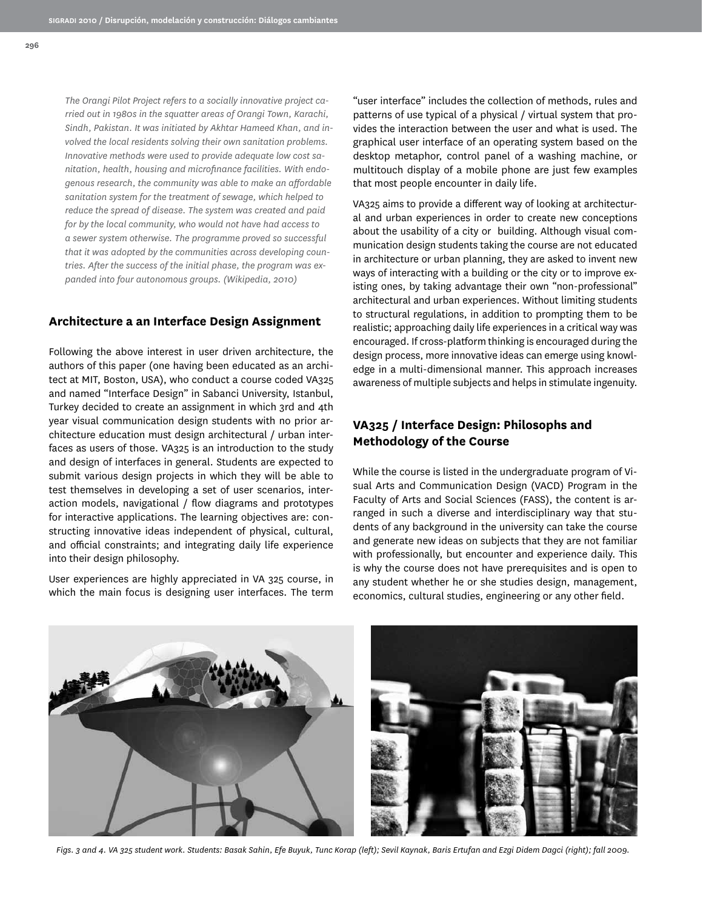*The Orangi Pilot Project refers to a socially innovative project carried out in 1980s in the squatter areas of Orangi Town, Karachi, Sindh, Pakistan. It was initiated by Akhtar Hameed Khan, and involved the local residents solving their own sanitation problems. Innovative methods were used to provide adequate low cost sanitation, health, housing and microfinance facilities. With endogenous research, the community was able to make an affordable sanitation system for the treatment of sewage, which helped to reduce the spread of disease. The system was created and paid for by the local community, who would not have had access to a sewer system otherwise. The programme proved so successful that it was adopted by the communities across developing countries. After the success of the initial phase, the program was expanded into four autonomous groups. (Wikipedia, 2010)*

## Architecture a an Interface Design Assignment

Following the above interest in user driven architecture, the authors of this paper (one having been educated as an architect at MIT, Boston, USA), who conduct a course coded VA325 and named "Interface Design" in Sabanci University, Istanbul, Turkey decided to create an assignment in which 3rd and 4th year visual communication design students with no prior architecture education must design architectural / urban interfaces as users of those. VA325 is an introduction to the study and design of interfaces in general. Students are expected to submit various design projects in which they will be able to test themselves in developing a set of user scenarios, interaction models, navigational / flow diagrams and prototypes for interactive applications. The learning objectives are: constructing innovative ideas independent of physical, cultural, and official constraints; and integrating daily life experience into their design philosophy.

User experiences are highly appreciated in VA 325 course, in which the main focus is designing user interfaces. The term "user interface" includes the collection of methods, rules and patterns of use typical of a physical / virtual system that provides the interaction between the user and what is used. The graphical user interface of an operating system based on the desktop metaphor, control panel of a washing machine, or multitouch display of a mobile phone are just few examples that most people encounter in daily life.

VA325 aims to provide a different way of looking at architectural and urban experiences in order to create new conceptions about the usability of a city or building. Although visual communication design students taking the course are not educated in architecture or urban planning, they are asked to invent new ways of interacting with a building or the city or to improve existing ones, by taking advantage their own "non-professional" architectural and urban experiences. Without limiting students to structural regulations, in addition to prompting them to be realistic; approaching daily life experiences in a critical way was encouraged. If cross-platform thinking is encouraged during the design process, more innovative ideas can emerge using knowledge in a multi-dimensional manner. This approach increases awareness of multiple subjects and helps in stimulate ingenuity.

## VA325 / Interface Design: Philosophs and Methodology of the Course

While the course is listed in the undergraduate program of Visual Arts and Communication Design (VACD) Program in the Faculty of Arts and Social Sciences (FASS), the content is arranged in such a diverse and interdisciplinary way that students of any background in the university can take the course and generate new ideas on subjects that they are not familiar with professionally, but encounter and experience daily. This is why the course does not have prerequisites and is open to any student whether he or she studies design, management, economics, cultural studies, engineering or any other field.

*Figs. 3 and 4. VA 325 student work. Students: Basak Sahin, Efe Buyuk, Tunc Korap (left); Sevil Kaynak, Baris Ertufan and Ezgi Didem Dagci (right); fall 2009.*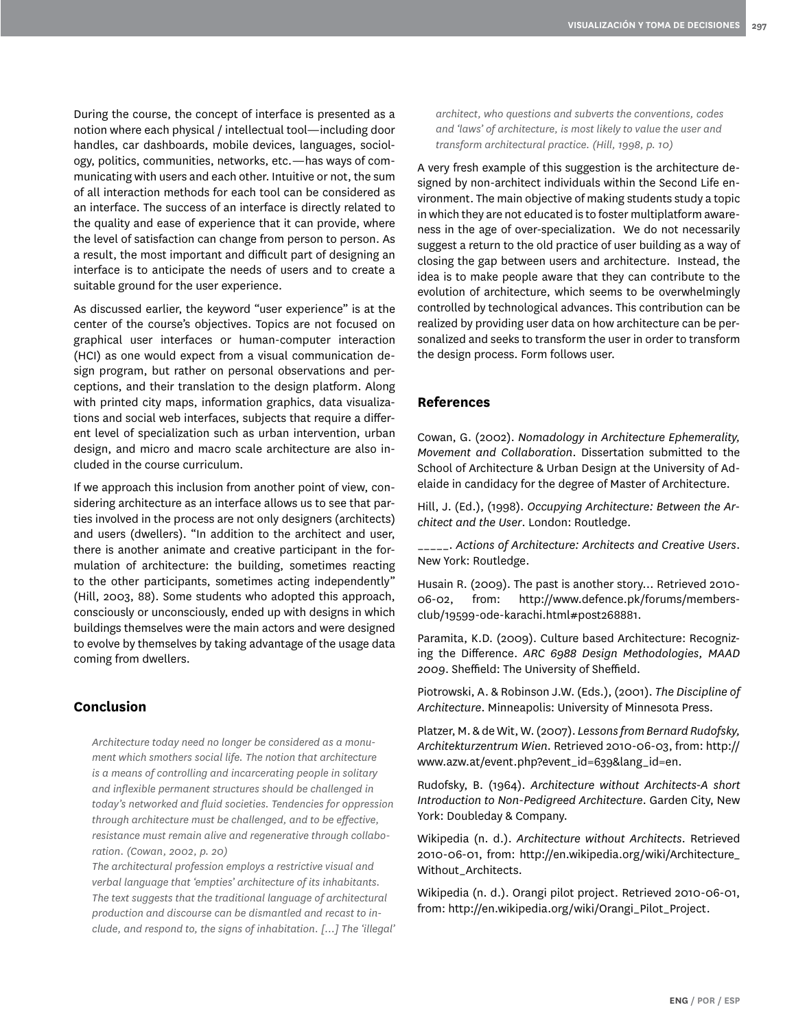During the course, the concept of interface is presented as a notion where each physical / intellectual tool—including door handles, car dashboards, mobile devices, languages, sociology, politics, communities, networks, etc.—has ways of communicating with users and each other. Intuitive or not, the sum of all interaction methods for each tool can be considered as an interface. The success of an interface is directly related to the quality and ease of experience that it can provide, where the level of satisfaction can change from person to person. As a result, the most important and difficult part of designing an interface is to anticipate the needs of users and to create a suitable ground for the user experience.

As discussed earlier, the keyword "user experience" is at the center of the course's objectives. Topics are not focused on graphical user interfaces or human-computer interaction (HCI) as one would expect from a visual communication design program, but rather on personal observations and perceptions, and their translation to the design platform. Along with printed city maps, information graphics, data visualizations and social web interfaces, subjects that require a different level of specialization such as urban intervention, urban design, and micro and macro scale architecture are also included in the course curriculum.

If we approach this inclusion from another point of view, considering architecture as an interface allows us to see that parties involved in the process are not only designers (architects) and users (dwellers). "In addition to the architect and user, there is another animate and creative participant in the formulation of architecture: the building, sometimes reacting to the other participants, sometimes acting independently" (Hill, 2003, 88). Some students who adopted this approach, consciously or unconsciously, ended up with designs in which buildings themselves were the main actors and were designed to evolve by themselves by taking advantage of the usage data coming from dwellers.

## Conclusion

> *Architecture today need no longer be considered as a monument which smothers social life. The notion that architecture is a means of controlling and incarcerating people in solitary and inflexible permanent structures should be challenged in today's networked and fluid societies. Tendencies for oppression through architecture must be challenged, and to be effective, resistance must remain alive and regenerative through collaboration. (Cowan, 2002, p. 20)*
>
> *The architectural profession employs a restrictive visual and verbal language that 'empties' architecture of its inhabitants. The text suggests that the traditional language of architectural production and discourse can be dismantled and recast to include, and respond to, the signs of inhabitation. [...] The 'illegal' architect, who questions and subverts the conventions, codes and 'laws' of architecture, is most likely to value the user and transform architectural practice. (Hill, 1998, p. 10)*

A very fresh example of this suggestion is the architecture designed by non-architect individuals within the Second Life environment. The main objective of making students study a topic in which they are not educated is to foster multiplatform awareness in the age of over-specialization. We do not necessarily suggest a return to the old practice of user building as a way of closing the gap between users and architecture. Instead, the idea is to make people aware that they can contribute to the evolution of architecture, which seems to be overwhelmingly controlled by technological advances. This contribution can be realized by providing user data on how architecture can be personalized and seeks to transform the user in order to transform the design process. Form follows user.

## References

Cowan, G. (2002). *Nomadology in Architecture Ephemerality, Movement and Collaboration*. Dissertation submitted to the School of Architecture & Urban Design at the University of Adelaide in candidacy for the degree of Master of Architecture.

Hill, J. (Ed.), (1998). *Occupying Architecture: Between the Architect and the User*. London: Routledge.

_____. *Actions of Architecture: Architects and Creative Users*. New York: Routledge.

Husain R. (2009). The past is another story... Retrieved 2010-06-02, from: http://www.defence.pk/forums/members-club/19599-ode-karachi.html#post268881.

Paramita, K.D. (2009). Culture based Architecture: Recognizing the Difference. *ARC 6988 Design Methodologies, MAAD 2009*. Sheffield: The University of Sheffield.

Piotrowski, A. & Robinson J.W. (Eds.), (2001). *The Discipline of Architecture*. Minneapolis: University of Minnesota Press.

Platzer, M. & de Wit, W. (2007). *Lessons from Bernard Rudofsky, Architekturzentrum Wien*. Retrieved 2010-06-03, from: http://www.azw.at/event.php?event_id=639&lang_id=en.

Rudofsky, B. (1964). *Architecture without Architects-A short Introduction to Non-Pedigreed Architecture*. Garden City, New York: Doubleday & Company.

Wikipedia (n. d.). *Architecture without Architects*. Retrieved 2010-06-01, from: http://en.wikipedia.org/wiki/Architecture_Without_Architects.

Wikipedia (n. d.). Orangi pilot project. Retrieved 2010-06-01, from: http://en.wikipedia.org/wiki/Orangi_Pilot_Project.